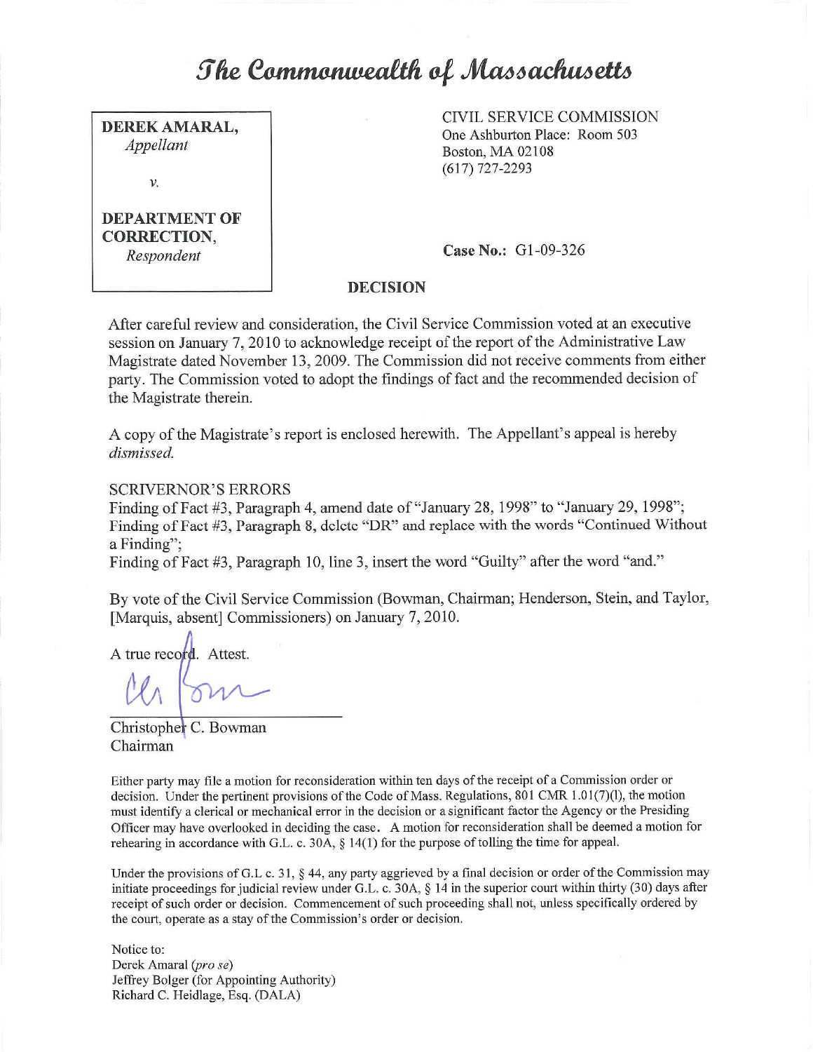# *The Commonwealth of Massachusetts*

**DEREK AMARAL,**
*Appellant*

*v.*

**DEPARTMENT OF CORRECTION,**
*Respondent*

CIVIL SERVICE COMMISSION
One Ashburton Place: Room 503
Boston, MA 02108
(617) 727-2293

**Case No.:** G1-09-326

**DECISION**

After careful review and consideration, the Civil Service Commission voted at an executive session on January 7, 2010 to acknowledge receipt of the report of the Administrative Law Magistrate dated November 13, 2009. The Commission did not receive comments from either party. The Commission voted to adopt the findings of fact and the recommended decision of the Magistrate therein.

A copy of the Magistrate's report is enclosed herewith. The Appellant's appeal is hereby *dismissed.*

SCRIVERNOR'S ERRORS
Finding of Fact #3, Paragraph 4, amend date of "January 28, 1998" to "January 29, 1998";
Finding of Fact #3, Paragraph 8, delete "DR" and replace with the words "Continued Without a Finding";
Finding of Fact #3, Paragraph 10, line 3, insert the word "Guilty" after the word "and."

By vote of the Civil Service Commission (Bowman, Chairman; Henderson, Stein, and Taylor, [Marquis, absent] Commissioners) on January 7, 2010.

A true record. Attest.

Christopher C. Bowman
Chairman

Either party may file a motion for reconsideration within ten days of the receipt of a Commission order or decision. Under the pertinent provisions of the Code of Mass. Regulations, 801 CMR 1.01(7)(l), the motion must identify a clerical or mechanical error in the decision or a significant factor the Agency or the Presiding Officer may have overlooked in deciding the case. A motion for reconsideration shall be deemed a motion for rehearing in accordance with G.L. c. 30A, § 14(1) for the purpose of tolling the time for appeal.

Under the provisions of G.L c. 31, § 44, any party aggrieved by a final decision or order of the Commission may initiate proceedings for judicial review under G.L. c. 30A, § 14 in the superior court within thirty (30) days after receipt of such order or decision. Commencement of such proceeding shall not, unless specifically ordered by the court, operate as a stay of the Commission's order or decision.

Notice to:
Derek Amaral (*pro se*)
Jeffrey Bolger (for Appointing Authority)
Richard C. Heidlage, Esq. (DALA)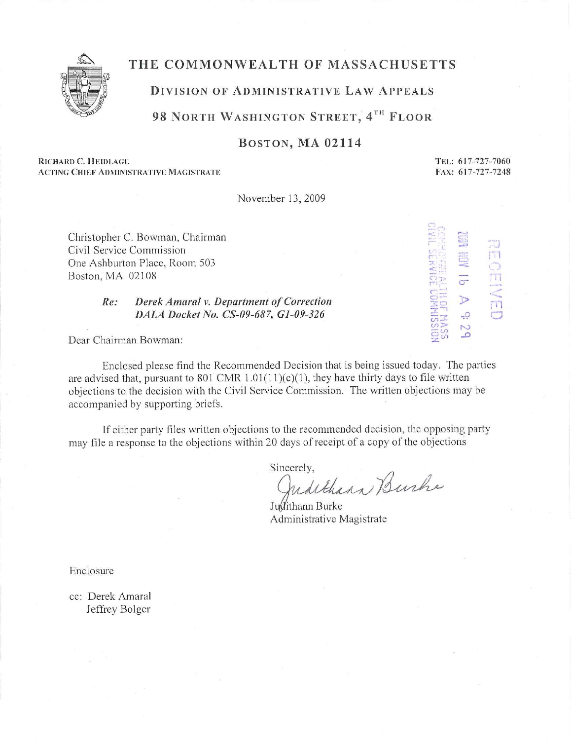# THE COMMONWEALTH OF MASSACHUSETTS

## DIVISION OF ADMINISTRATIVE LAW APPEALS

## 98 NORTH WASHINGTON STREET, 4TH FLOOR

## BOSTON, MA 02114

RICHARD C. HEIDLAGE
ACTING CHIEF ADMINISTRATIVE MAGISTRATE

TEL: 617-727-7060
FAX: 617-727-7248

November 13, 2009

RECEIVED
2009 NOV 16 A 9:29
COMMONWEALTH OF MASS
CIVIL SERVICE COMMISSION

Christopher C. Bowman, Chairman
Civil Service Commission
One Ashburton Place, Room 503
Boston, MA 02108

> *Re:* ***Derek Amaral v. Department of Correction***
> ***DALA Docket No. CS-09-687, G1-09-326***

Dear Chairman Bowman:

Enclosed please find the Recommended Decision that is being issued today. The parties are advised that, pursuant to 801 CMR 1.01(11)(c)(1), they have thirty days to file written objections to the decision with the Civil Service Commission. The written objections may be accompanied by supporting briefs.

If either party files written objections to the recommended decision, the opposing party may file a response to the objections within 20 days of receipt of a copy of the objections

Sincerely,

Judithann Burke

Judithann Burke
Administrative Magistrate

Enclosure

cc: Derek Amaral
Jeffrey Bolger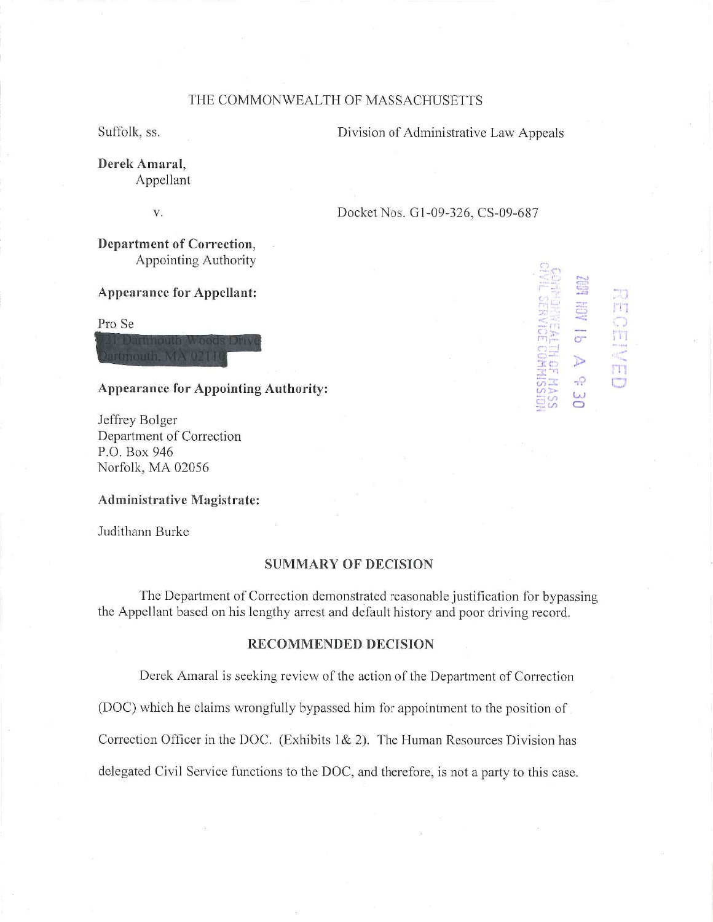THE COMMONWEALTH OF MASSACHUSETTS

Suffolk, ss.

Division of Administrative Law Appeals

**Derek Amaral,**
Appellant

v.

Docket Nos. G1-09-326, CS-09-687

**Department of Correction,**
Appointing Authority

RECEIVED
2009 NOV 16 A 9:30
COMMONWEALTH OF MASS
CIVIL SERVICE COMMISSION

**Appearance for Appellant:**

Pro Se

**Appearance for Appointing Authority:**

Jeffrey Bolger
Department of Correction
P.O. Box 946
Norfolk, MA 02056

**Administrative Magistrate:**

Judithann Burke

## SUMMARY OF DECISION

The Department of Correction demonstrated reasonable justification for bypassing the Appellant based on his lengthy arrest and default history and poor driving record.

## RECOMMENDED DECISION

Derek Amaral is seeking review of the action of the Department of Correction (DOC) which he claims wrongfully bypassed him for appointment to the position of Correction Officer in the DOC. (Exhibits 1& 2). The Human Resources Division has delegated Civil Service functions to the DOC, and therefore, is not a party to this case.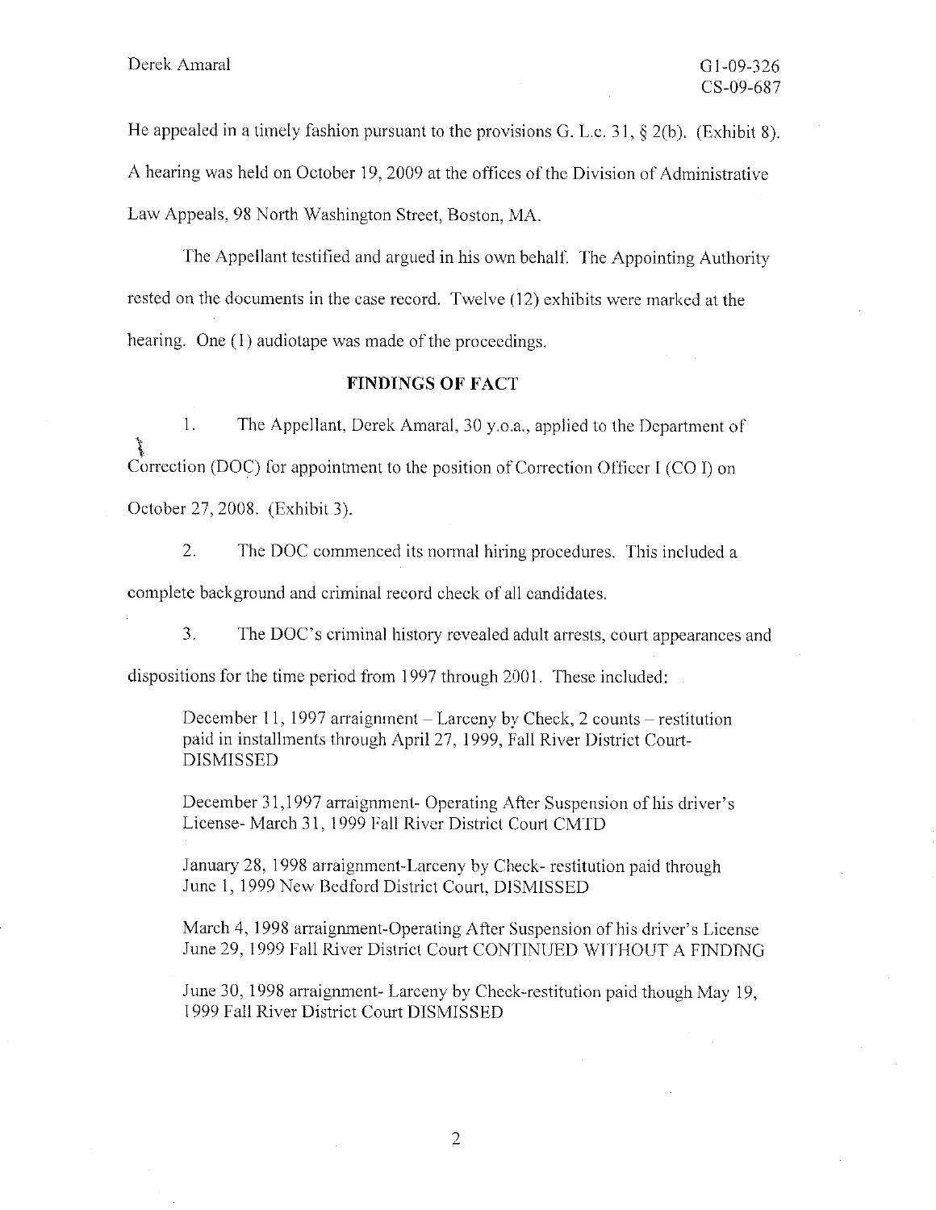He appealed in a timely fashion pursuant to the provisions G. L.c. 31, § 2(b). (Exhibit 8). A hearing was held on October 19, 2009 at the offices of the Division of Administrative Law Appeals, 98 North Washington Street, Boston, MA.

The Appellant testified and argued in his own behalf. The Appointing Authority rested on the documents in the case record. Twelve (12) exhibits were marked at the hearing. One (1) audiotape was made of the proceedings.

## FINDINGS OF FACT

1. The Appellant, Derek Amaral, 30 y.o.a., applied to the Department of Correction (DOC) for appointment to the position of Correction Officer I (CO I) on October 27, 2008. (Exhibit 3).

2. The DOC commenced its normal hiring procedures. This included a complete background and criminal record check of all candidates.

3. The DOC's criminal history revealed adult arrests, court appearances and dispositions for the time period from 1997 through 2001. These included:

   December 11, 1997 arraignment – Larceny by Check, 2 counts – restitution paid in installments through April 27, 1999, Fall River District Court-DISMISSED

   December 31,1997 arraignment- Operating After Suspension of his driver's License- March 31, 1999 Fall River District Court CMTD

   January 28, 1998 arraignment-Larceny by Check- restitution paid through June 1, 1999 New Bedford District Court, DISMISSED

   March 4, 1998 arraignment-Operating After Suspension of his driver's License June 29, 1999 Fall River District Court CONTINUED WITHOUT A FINDING

   June 30, 1998 arraignment- Larceny by Check-restitution paid though May 19, 1999 Fall River District Court DISMISSED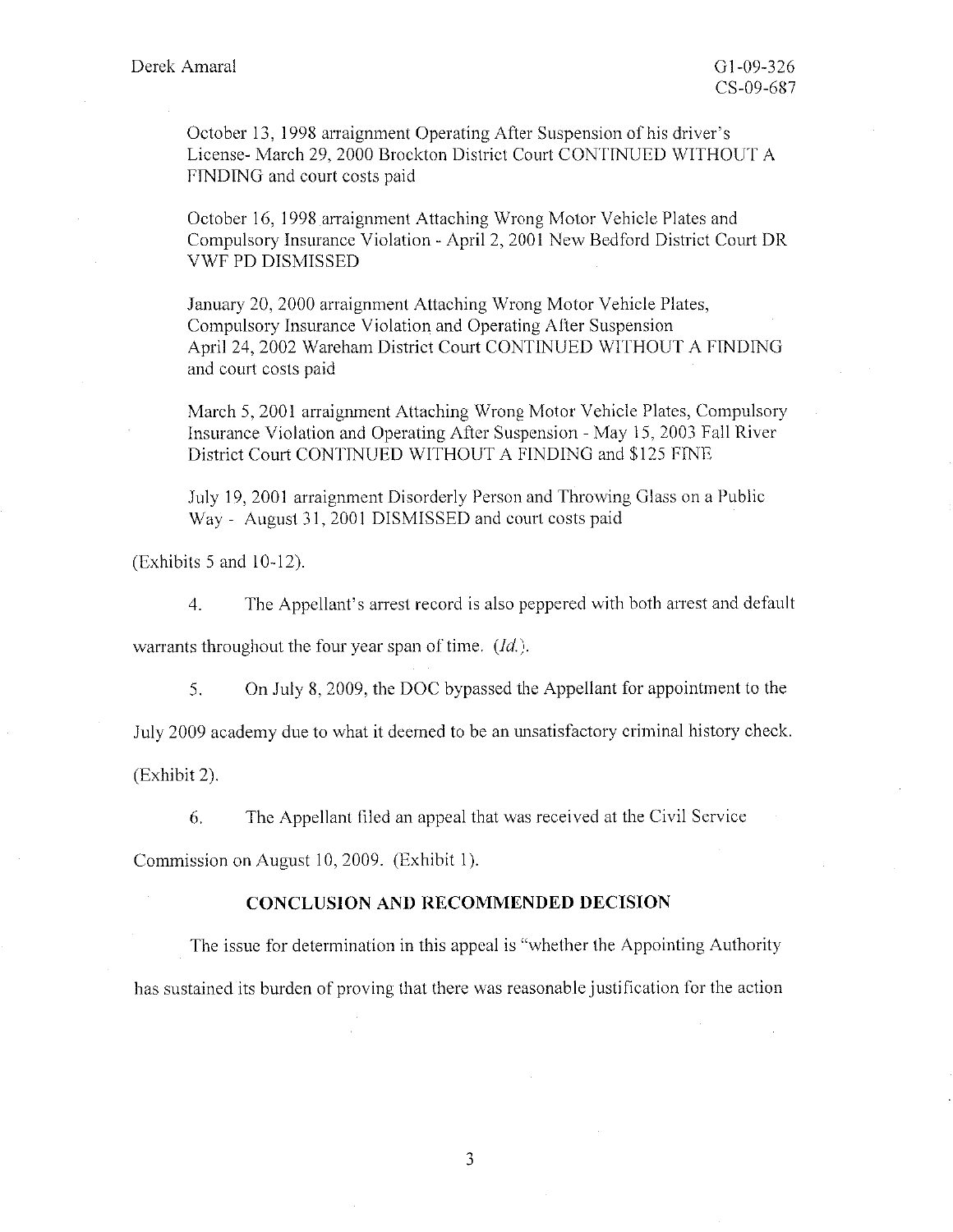October 13, 1998 arraignment Operating After Suspension of his driver's License- March 29, 2000 Brockton District Court CONTINUED WITHOUT A FINDING and court costs paid

October 16, 1998 arraignment Attaching Wrong Motor Vehicle Plates and Compulsory Insurance Violation - April 2, 2001 New Bedford District Court DR VWF PD DISMISSED

January 20, 2000 arraignment Attaching Wrong Motor Vehicle Plates, Compulsory Insurance Violation and Operating After Suspension April 24, 2002 Wareham District Court CONTINUED WITHOUT A FINDING and court costs paid

March 5, 2001 arraignment Attaching Wrong Motor Vehicle Plates, Compulsory Insurance Violation and Operating After Suspension - May 15, 2003 Fall River District Court CONTINUED WITHOUT A FINDING and $125 FINE

July 19, 2001 arraignment Disorderly Person and Throwing Glass on a Public Way - August 31, 2001 DISMISSED and court costs paid

(Exhibits 5 and 10-12).

4. The Appellant's arrest record is also peppered with both arrest and default warrants throughout the four year span of time. (*Id.*).

5. On July 8, 2009, the DOC bypassed the Appellant for appointment to the July 2009 academy due to what it deemed to be an unsatisfactory criminal history check. (Exhibit 2).

6. The Appellant filed an appeal that was received at the Civil Service Commission on August 10, 2009. (Exhibit 1).

**CONCLUSION AND RECOMMENDED DECISION**

The issue for determination in this appeal is "whether the Appointing Authority has sustained its burden of proving that there was reasonable justification for the action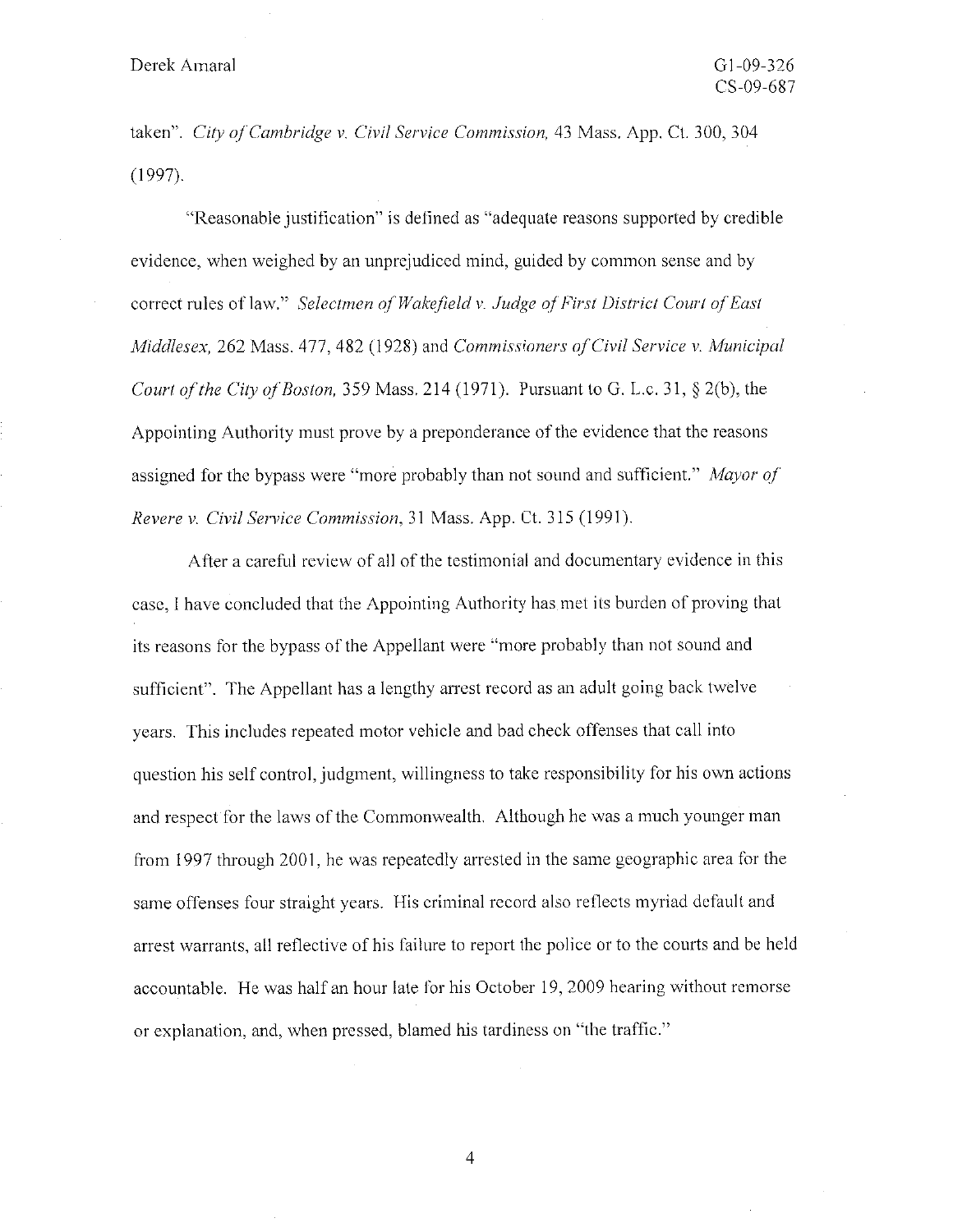taken". *City of Cambridge v. Civil Service Commission,* 43 Mass. App. Ct. 300, 304 (1997).

"Reasonable justification" is defined as "adequate reasons supported by credible evidence, when weighed by an unprejudiced mind, guided by common sense and by correct rules of law." *Selectmen of Wakefield v. Judge of First District Court of East Middlesex,* 262 Mass. 477, 482 (1928) and *Commissioners of Civil Service v. Municipal Court of the City of Boston,* 359 Mass. 214 (1971). Pursuant to G. L.c. 31, § 2(b), the Appointing Authority must prove by a preponderance of the evidence that the reasons assigned for the bypass were "more probably than not sound and sufficient." *Mayor of Revere v. Civil Service Commission,* 31 Mass. App. Ct. 315 (1991).

After a careful review of all of the testimonial and documentary evidence in this case, I have concluded that the Appointing Authority has met its burden of proving that its reasons for the bypass of the Appellant were "more probably than not sound and sufficient". The Appellant has a lengthy arrest record as an adult going back twelve years. This includes repeated motor vehicle and bad check offenses that call into question his self control, judgment, willingness to take responsibility for his own actions and respect for the laws of the Commonwealth. Although he was a much younger man from 1997 through 2001, he was repeatedly arrested in the same geographic area for the same offenses four straight years. His criminal record also reflects myriad default and arrest warrants, all reflective of his failure to report the police or to the courts and be held accountable. He was half an hour late for his October 19, 2009 hearing without remorse or explanation, and, when pressed, blamed his tardiness on "the traffic."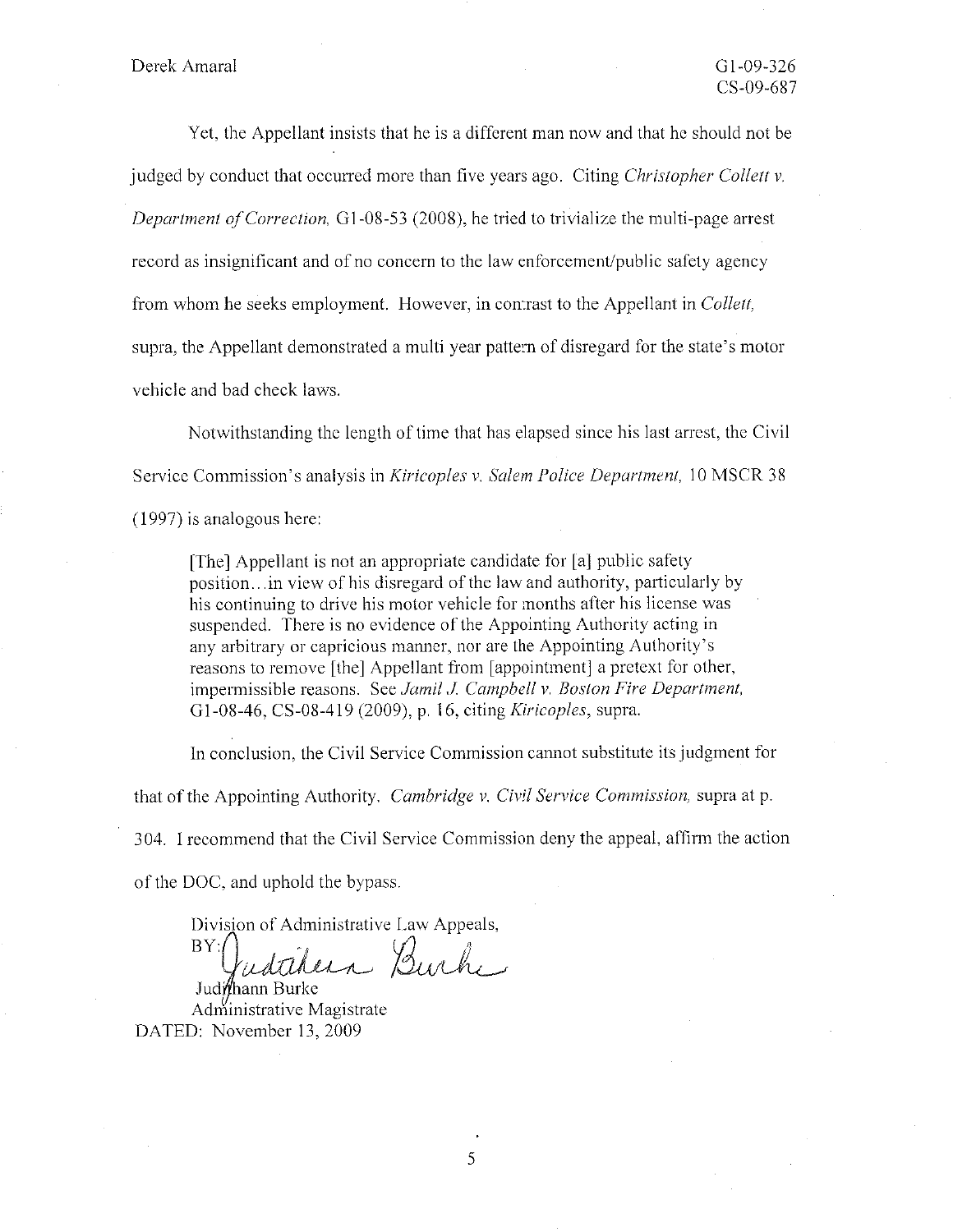Yet, the Appellant insists that he is a different man now and that he should not be judged by conduct that occurred more than five years ago. Citing *Christopher Collett v. Department of Correction*, G1-08-53 (2008), he tried to trivialize the multi-page arrest record as insignificant and of no concern to the law enforcement/public safety agency from whom he seeks employment. However, in contrast to the Appellant in *Collett*, supra, the Appellant demonstrated a multi year pattern of disregard for the state's motor vehicle and bad check laws.

Notwithstanding the length of time that has elapsed since his last arrest, the Civil Service Commission's analysis in *Kiricoples v. Salem Police Department*, 10 MSCR 38 (1997) is analogous here:

> [The] Appellant is not an appropriate candidate for [a] public safety position...in view of his disregard of the law and authority, particularly by his continuing to drive his motor vehicle for months after his license was suspended. There is no evidence of the Appointing Authority acting in any arbitrary or capricious manner, nor are the Appointing Authority's reasons to remove [the] Appellant from [appointment] a pretext for other, impermissible reasons. See *Jamil J. Campbell v. Boston Fire Department*, G1-08-46, CS-08-419 (2009), p. 16, citing *Kiricoples*, supra.

In conclusion, the Civil Service Commission cannot substitute its judgment for that of the Appointing Authority. *Cambridge v. Civil Service Commission*, supra at p. 304. I recommend that the Civil Service Commission deny the appeal, affirm the action of the DOC, and uphold the bypass.

Division of Administrative Law Appeals,
BY: *Judithann Burke*
Judithann Burke
Administrative Magistrate
DATED: November 13, 2009